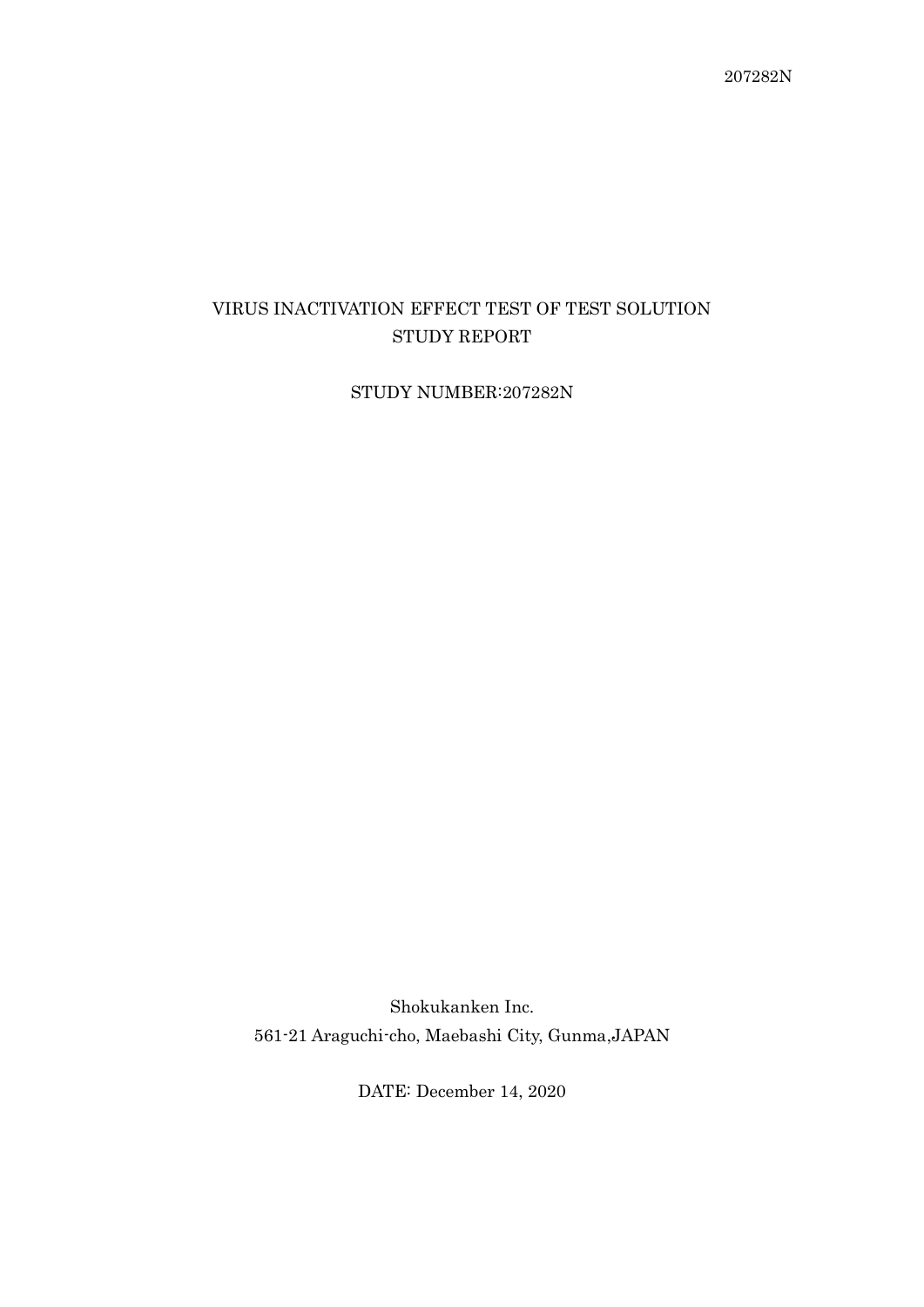# VIRUS INACTIVATION EFFECT TEST OF TEST SOLUTION STUDY REPORT

STUDY NUMBER:207282N

Shokukanken Inc.

561-21 Araguchi-cho, Maebashi City, Gunma,JAPAN

DATE: December 14, 2020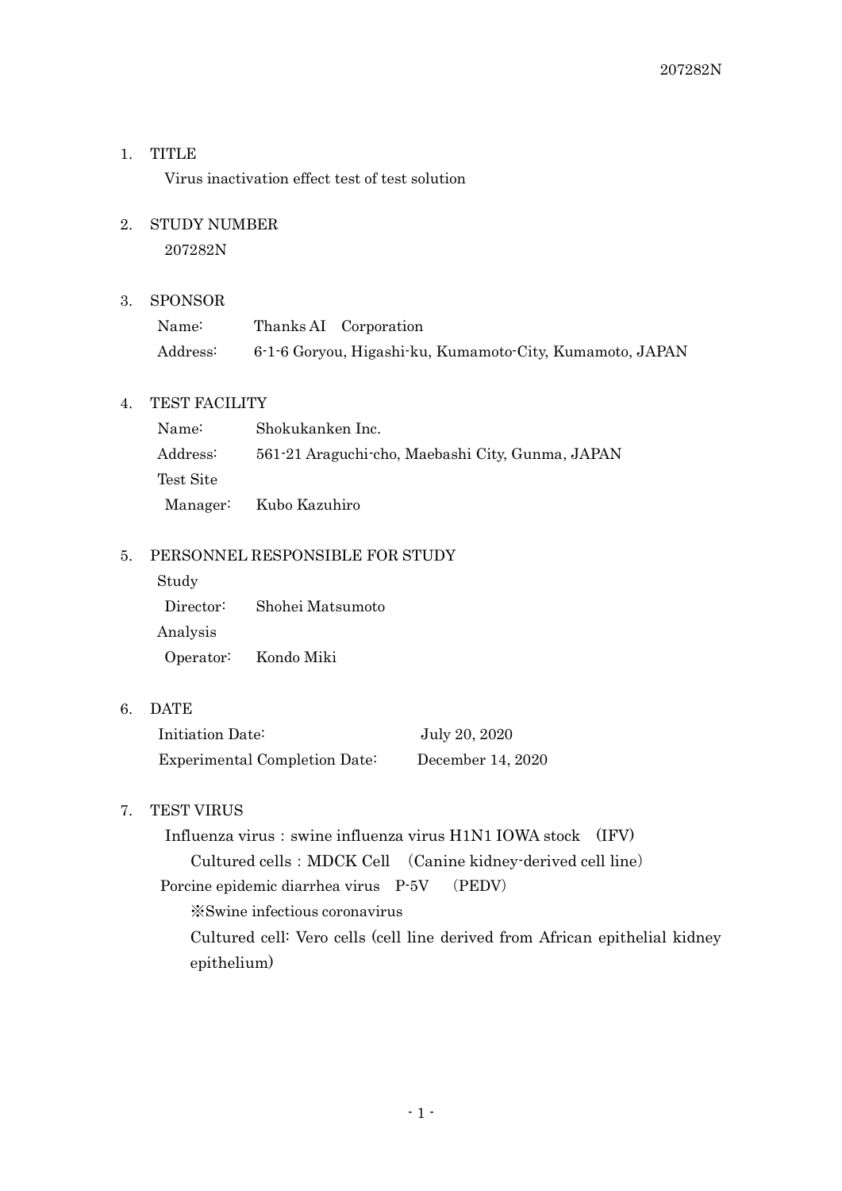1. TITLE

   Virus inactivation effect test of test solution

2. STUDY NUMBER

   207282N

3. SPONSOR

   Name: Thanks AI Corporation

   Address: 6-1-6 Goryou, Higashi-ku, Kumamoto-City, Kumamoto, JAPAN

4. TEST FACILITY

   Name: Shokukanken Inc.

   Address: 561-21 Araguchi-cho, Maebashi City, Gunma, JAPAN

   Test Site Manager: Kubo Kazuhiro

5. PERSONNEL RESPONSIBLE FOR STUDY

   Study Director: Shohei Matsumoto

   Analysis Operator: Kondo Miki

6. DATE

   Initiation Date: July 20, 2020

   Experimental Completion Date: December 14, 2020

7. TEST VIRUS

   Influenza virus：swine influenza virus H1N1 IOWA stock (IFV)

   Cultured cells：MDCK Cell (Canine kidney-derived cell line)

   Porcine epidemic diarrhea virus P-5V (PEDV)

   ※Swine infectious coronavirus

   Cultured cell: Vero cells (cell line derived from African epithelial kidney epithelium)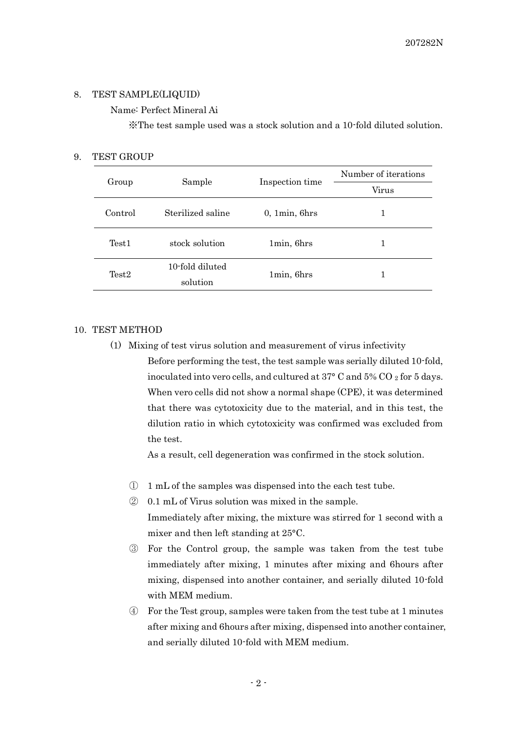## 8. TEST SAMPLE(LIQUID)

Name: Perfect Mineral Ai

※The test sample used was a stock solution and a 10-fold diluted solution.

## 9. TEST GROUP

| Group | Sample | Inspection time | Number of iterations |
|---|---|---|---|
| | | | Virus |
| Control | Sterilized saline | 0, 1min, 6hrs | 1 |
| Test1 | stock solution | 1min, 6hrs | 1 |
| Test2 | 10-fold diluted solution | 1min, 6hrs | 1 |

## 10. TEST METHOD

(1) Mixing of test virus solution and measurement of virus infectivity

Before performing the test, the test sample was serially diluted 10-fold, inoculated into vero cells, and cultured at 37° C and 5% $CO_2$ for 5 days. When vero cells did not show a normal shape (CPE), it was determined that there was cytotoxicity due to the material, and in this test, the dilution ratio in which cytotoxicity was confirmed was excluded from the test.

As a result, cell degeneration was confirmed in the stock solution.

① 1 mL of the samples was dispensed into the each test tube.

② 0.1 mL of Virus solution was mixed in the sample.
Immediately after mixing, the mixture was stirred for 1 second with a mixer and then left standing at 25°C.

③ For the Control group, the sample was taken from the test tube immediately after mixing, 1 minutes after mixing and 6hours after mixing, dispensed into another container, and serially diluted 10-fold with MEM medium.

④ For the Test group, samples were taken from the test tube at 1 minutes after mixing and 6hours after mixing, dispensed into another container, and serially diluted 10-fold with MEM medium.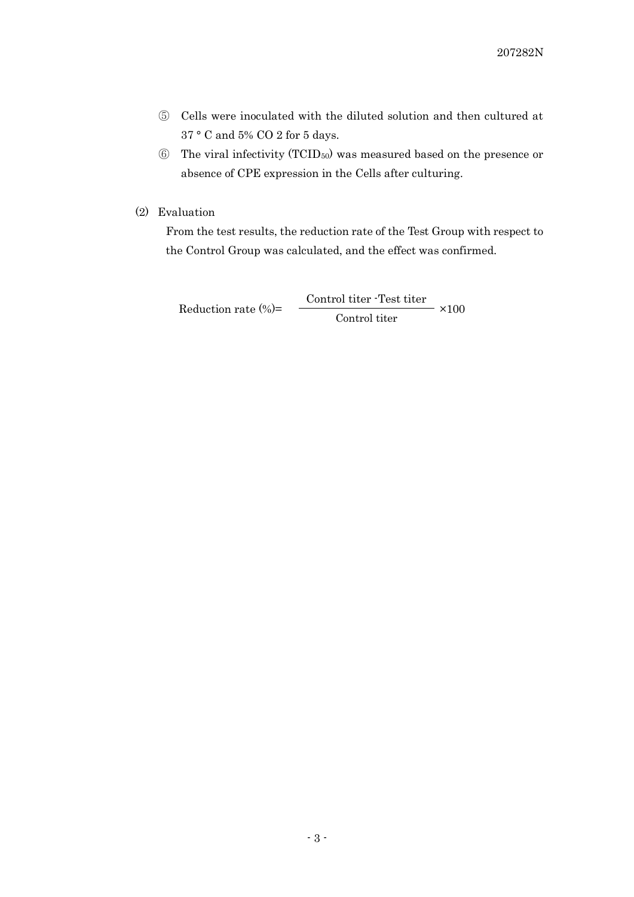⑤ Cells were inoculated with the diluted solution and then cultured at 37 ° C and 5% CO 2 for 5 days.

⑥ The viral infectivity ($TCID_{50}$) was measured based on the presence or absence of CPE expression in the Cells after culturing.

(2) Evaluation

From the test results, the reduction rate of the Test Group with respect to the Control Group was calculated, and the effect was confirmed.

$$\text{Reduction rate (\%)} = \frac{\text{Control titer} - \text{Test titer}}{\text{Control titer}} \times 100$$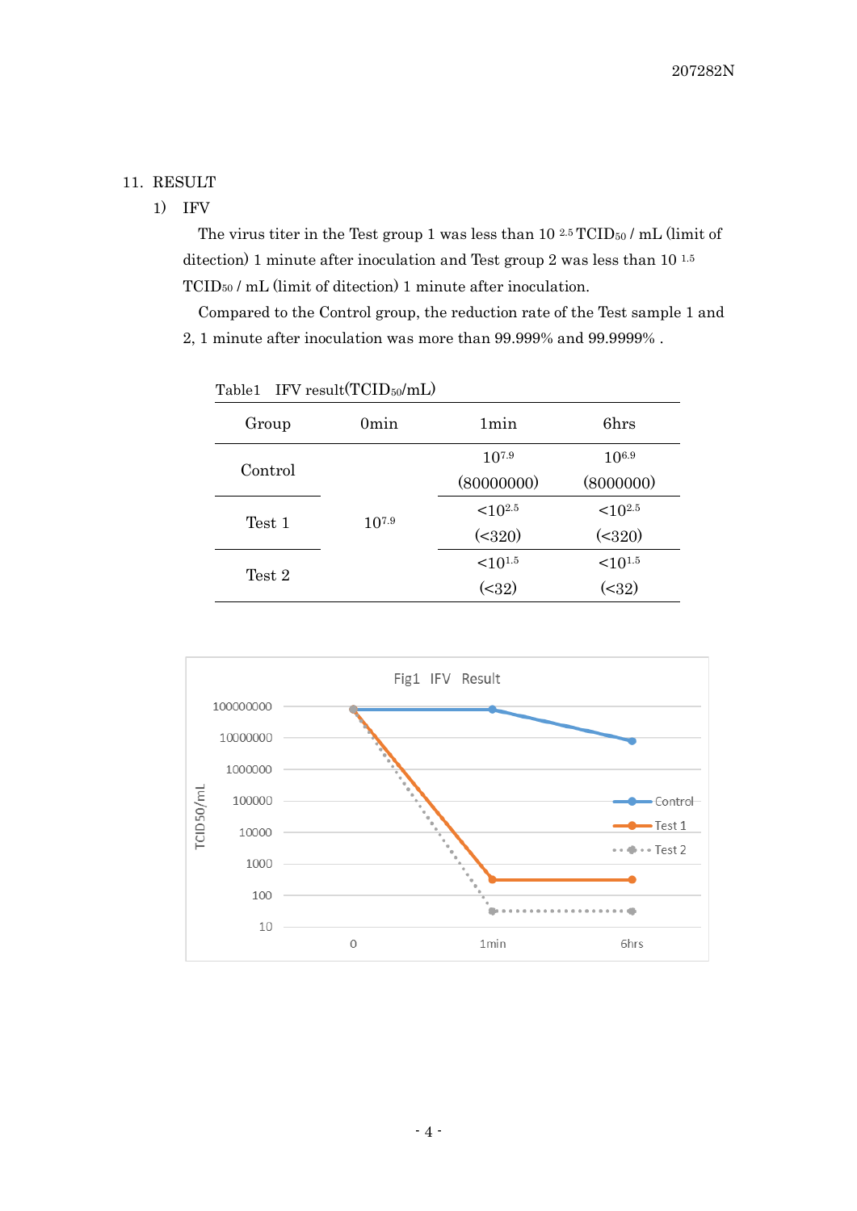## 11. RESULT

### 1) IFV

The virus titer in the Test group 1 was less than $10^{2.5}$ $TCID_{50}$ / mL (limit of ditection) 1 minute after inoculation and Test group 2 was less than $10^{1.5}$ $TCID_{50}$ / mL (limit of ditection) 1 minute after inoculation.

Compared to the Control group, the reduction rate of the Test sample 1 and 2, 1 minute after inoculation was more than 99.999% and 99.9999% .

Table1 IFV result($TCID_{50}$/mL)

| Group | 0min | 1min | 6hrs |
|---|---|---|---|
| Control | | $10^{7.9}$ (80000000) | $10^{6.9}$ (8000000) |
| Test 1 | $10^{7.9}$ | $<10^{2.5}$ (<320) | $<10^{2.5}$ (<320) |
| Test 2 | | $<10^{1.5}$ (<32) | $<10^{1.5}$ (<32) |

Fig1 IFV Result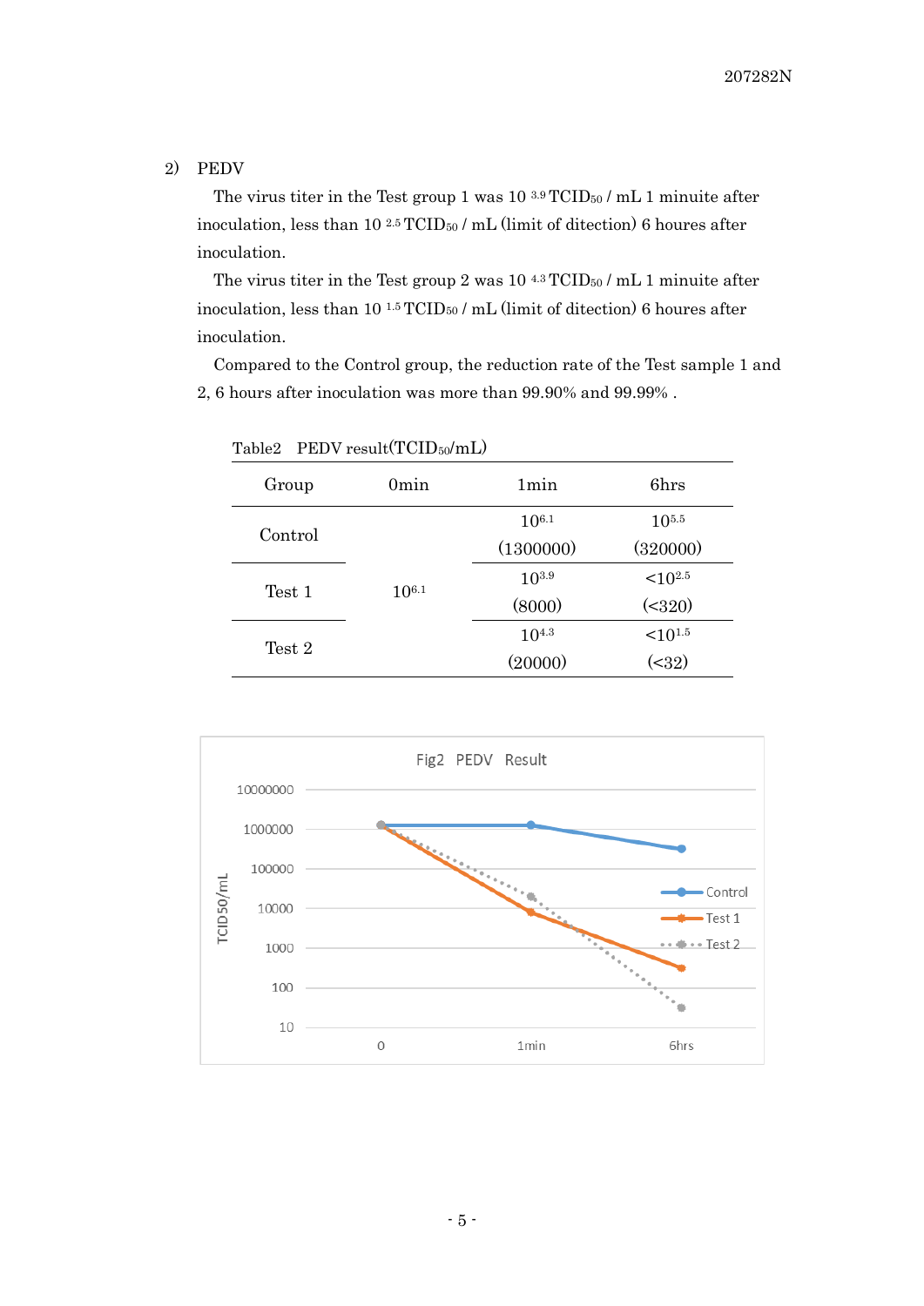2) PEDV

The virus titer in the Test group 1 was $10^{3.9}$ $TCID_{50}$ / mL 1 minuite after inoculation, less than $10^{2.5}$ $TCID_{50}$ / mL (limit of ditection) 6 houres after inoculation.

The virus titer in the Test group 2 was $10^{4.3}$ $TCID_{50}$ / mL 1 minuite after inoculation, less than $10^{1.5}$ $TCID_{50}$ / mL (limit of ditection) 6 houres after inoculation.

Compared to the Control group, the reduction rate of the Test sample 1 and 2, 6 hours after inoculation was more than 99.90% and 99.99% .

Table2 PEDV result($TCID_{50}$/mL)

| Group | 0min | 1min | 6hrs |
|---|---|---|---|
| Control | $10^{6.1}$ | $10^{6.1}$ (1300000) | $10^{5.5}$ (320000) |
| Test 1 | | $10^{3.9}$ (8000) | $<10^{2.5}$ (<320) |
| Test 2 | | $10^{4.3}$ (20000) | $<10^{1.5}$ (<32) |

Fig2 PEDV Result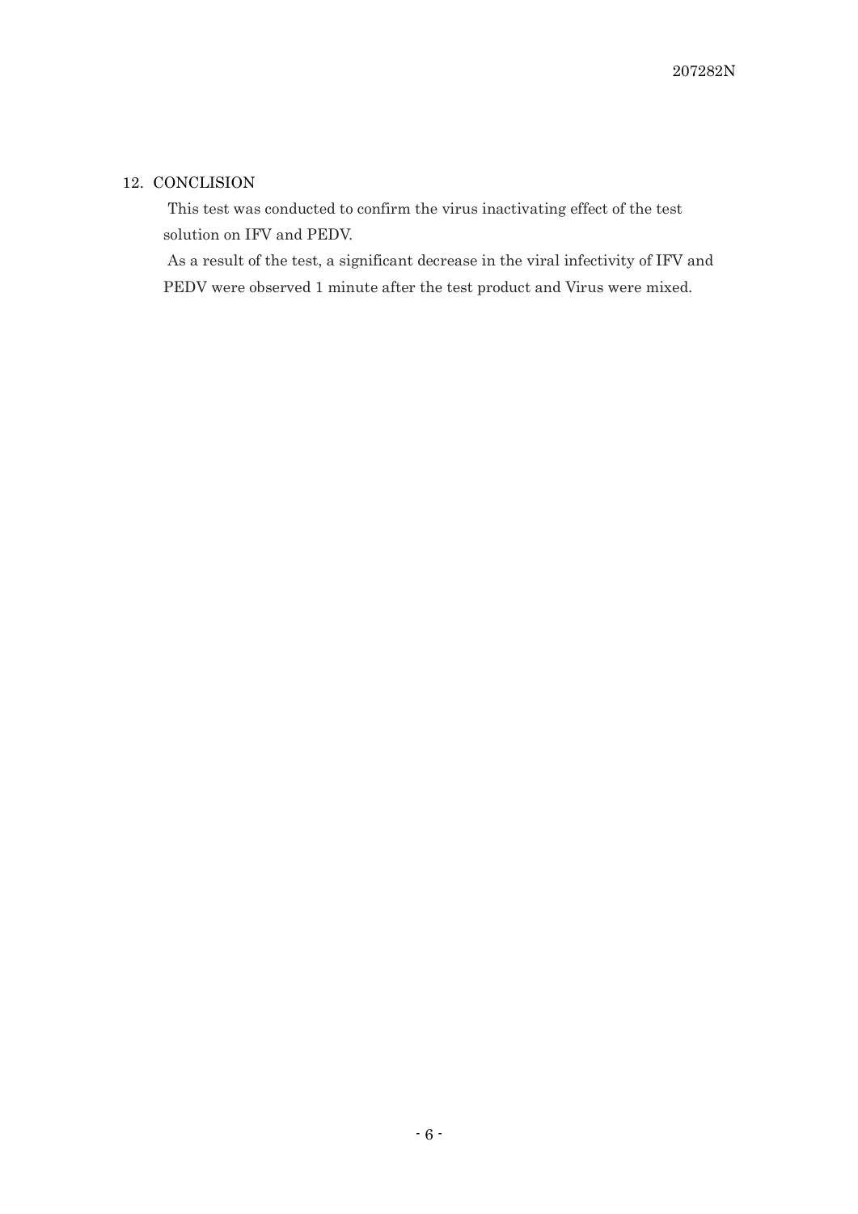## 12. CONCLISION

This test was conducted to confirm the virus inactivating effect of the test solution on IFV and PEDV.

As a result of the test, a significant decrease in the viral infectivity of IFV and PEDV were observed 1 minute after the test product and Virus were mixed.